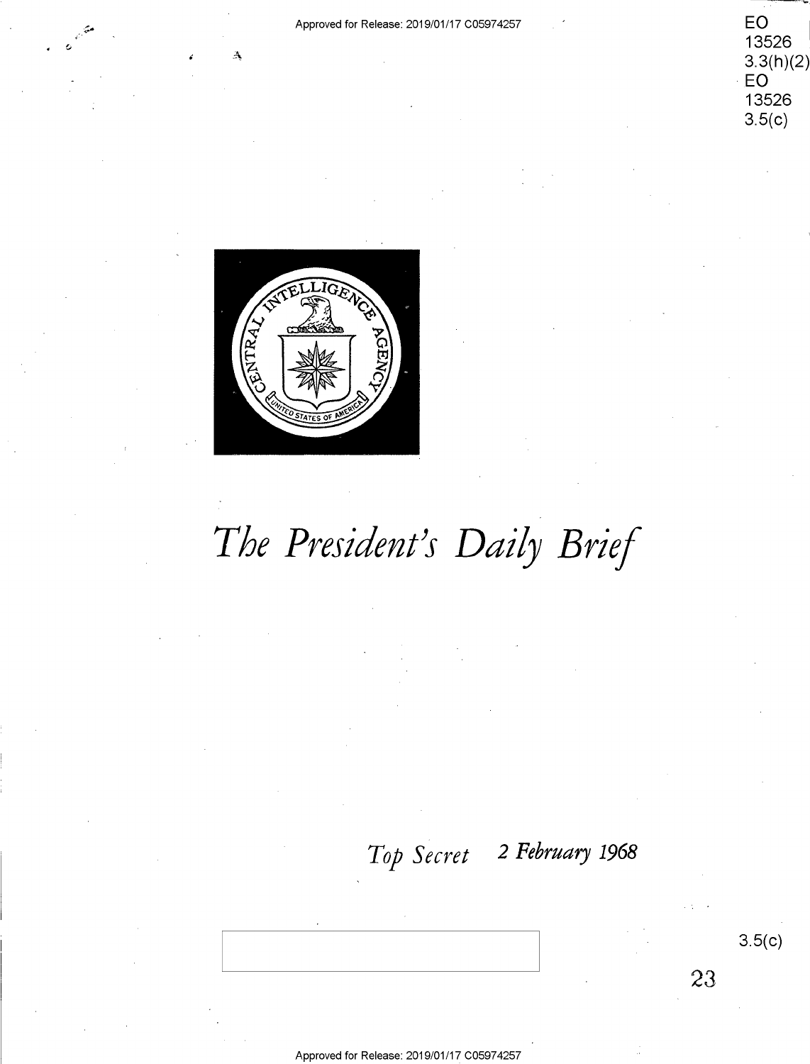EO 13526 3.3(h)(2)
EO 13526 3.5(c)

# The President's Daily Brief

*Top Secret* *2 February 1968*

3.5(c)

23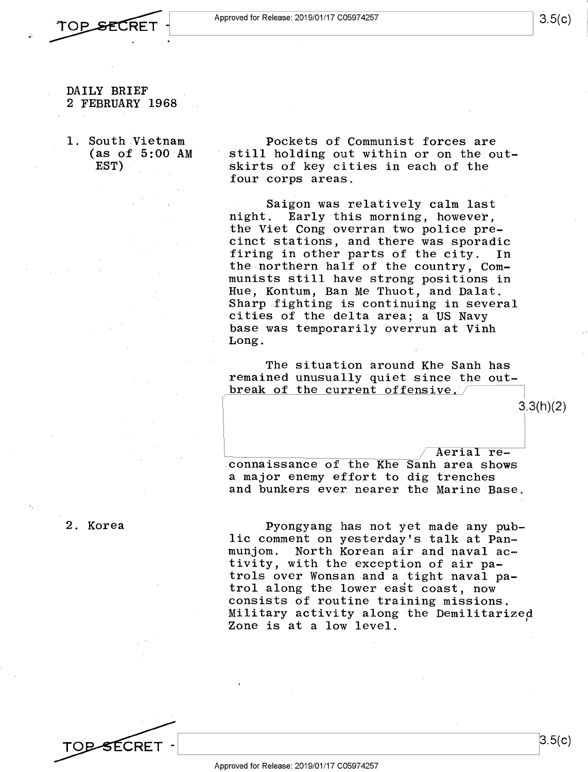DAILY BRIEF
2 FEBRUARY 1968

1. South Vietnam (as of 5:00 AM EST)

Pockets of Communist forces are still holding out within or on the outskirts of key cities in each of the four corps areas.

Saigon was relatively calm last night. Early this morning, however, the Viet Cong overran two police precinct stations, and there was sporadic firing in other parts of the city. In the northern half of the country, Communists still have strong positions in Hue, Kontum, Ban Me Thuot, and Dalat. Sharp fighting is continuing in several cities of the delta area; a US Navy base was temporarily overrun at Vinh Long.

The situation around Khe Sanh has remained unusually quiet since the outbreak of the current offensive.

3.3(h)(2)

Aerial reconnaissance of the Khe Sanh area shows a major enemy effort to dig trenches and bunkers ever nearer the Marine Base.

2. Korea

Pyongyang has not yet made any public comment on yesterday's talk at Panmunjom. North Korean air and naval activity, with the exception of air patrols over Wonsan and a tight naval patrol along the lower east coast, now consists of routine training missions. Military activity along the Demilitarized Zone is at a low level.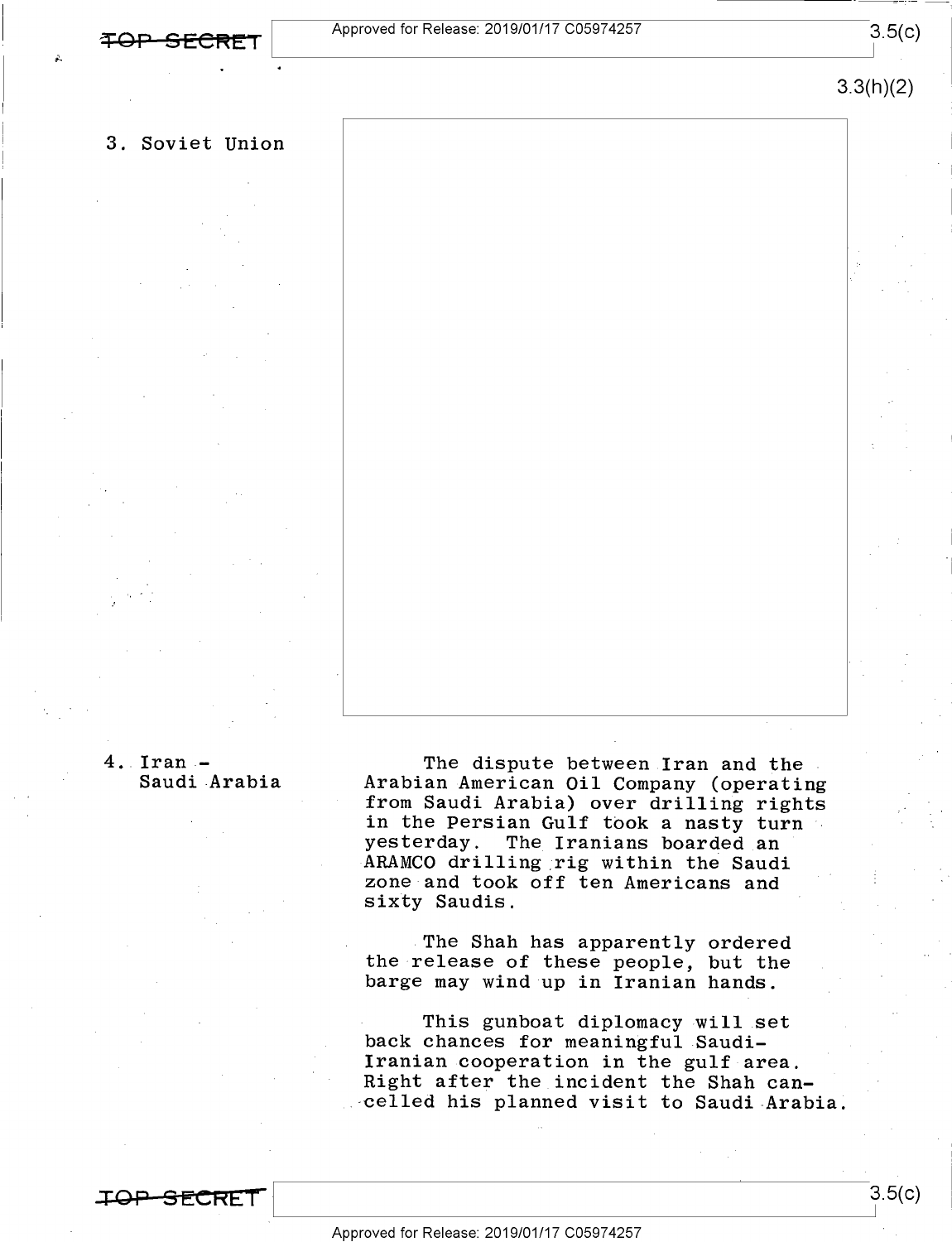3. Soviet Union

4. Iran - Saudi Arabia

The dispute between Iran and the Arabian American Oil Company (operating from Saudi Arabia) over drilling rights in the Persian Gulf took a nasty turn yesterday. The Iranians boarded an ARAMCO drilling rig within the Saudi zone and took off ten Americans and sixty Saudis.

The Shah has apparently ordered the release of these people, but the barge may wind up in Iranian hands.

This gunboat diplomacy will set back chances for meaningful Saudi-Iranian cooperation in the gulf area. Right after the incident the Shah cancelled his planned visit to Saudi Arabia.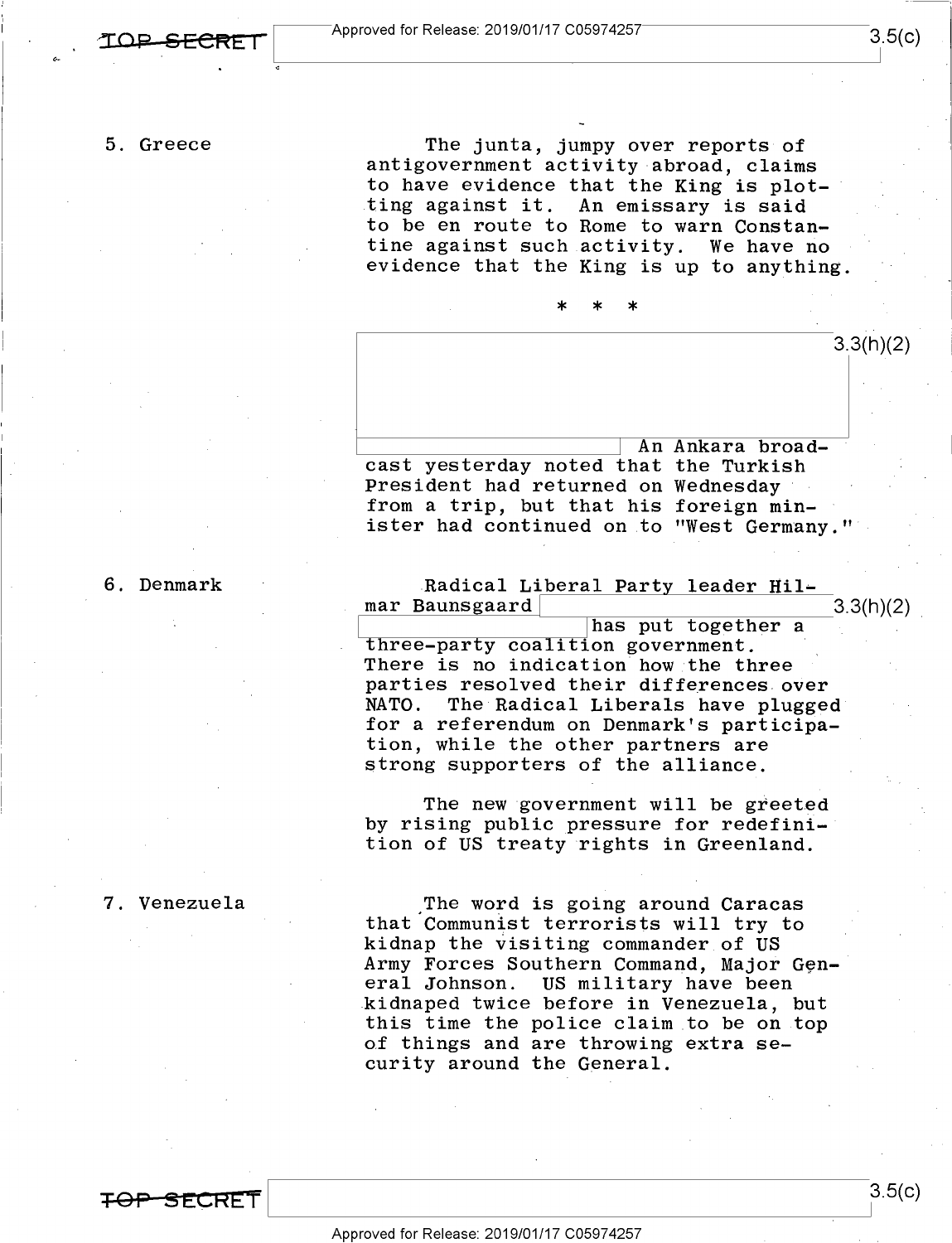5. Greece

The junta, jumpy over reports of antigovernment activity abroad, claims to have evidence that the King is plotting against it. An emissary is said to be en route to Rome to warn Constantine against such activity. We have no evidence that the King is up to anything.

\* \* \*

3.3(h)(2)

An Ankara broadcast yesterday noted that the Turkish President had returned on Wednesday from a trip, but that his foreign minister had continued on to "West Germany."

6. Denmark

Radical Liberal Party leader Hilmar Baunsgaard 3.3(h)(2) has put together a three-party coalition government. There is no indication how the three parties resolved their differences over NATO. The Radical Liberals have plugged for a referendum on Denmark's participation, while the other partners are strong supporters of the alliance.

The new government will be greeted by rising public pressure for redefinition of US treaty rights in Greenland.

7. Venezuela

The word is going around Caracas that Communist terrorists will try to kidnap the visiting commander of US Army Forces Southern Command, Major General Johnson. US military have been kidnaped twice before in Venezuela, but this time the police claim to be on top of things and are throwing extra security around the General.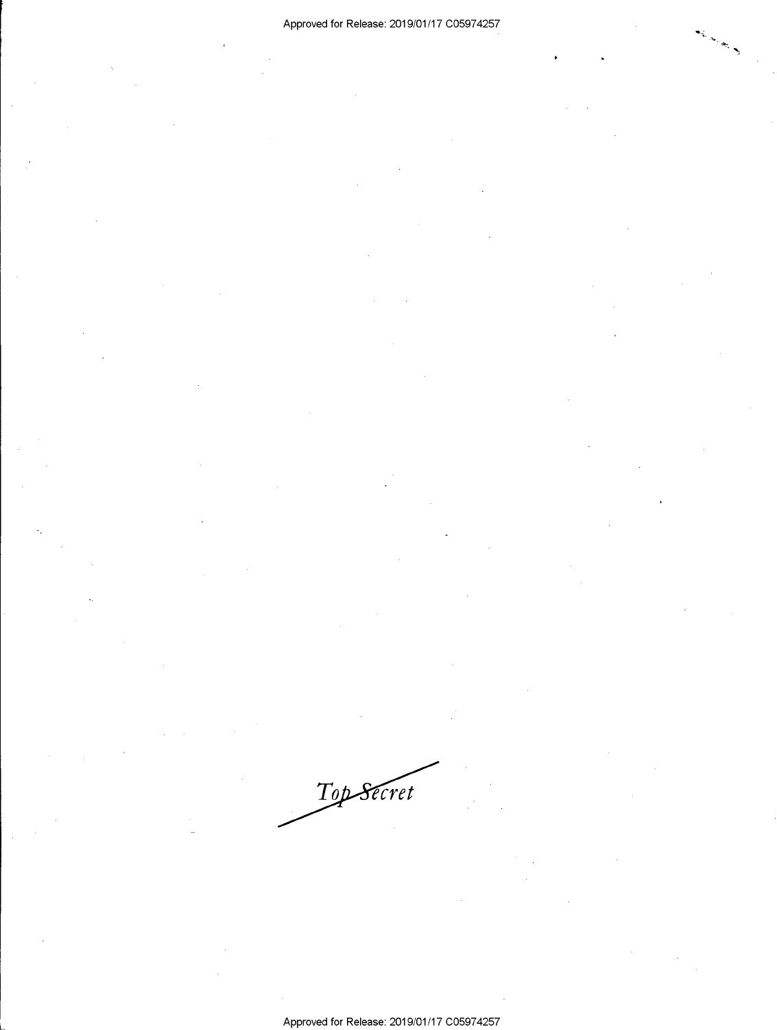~~*Top Secret*~~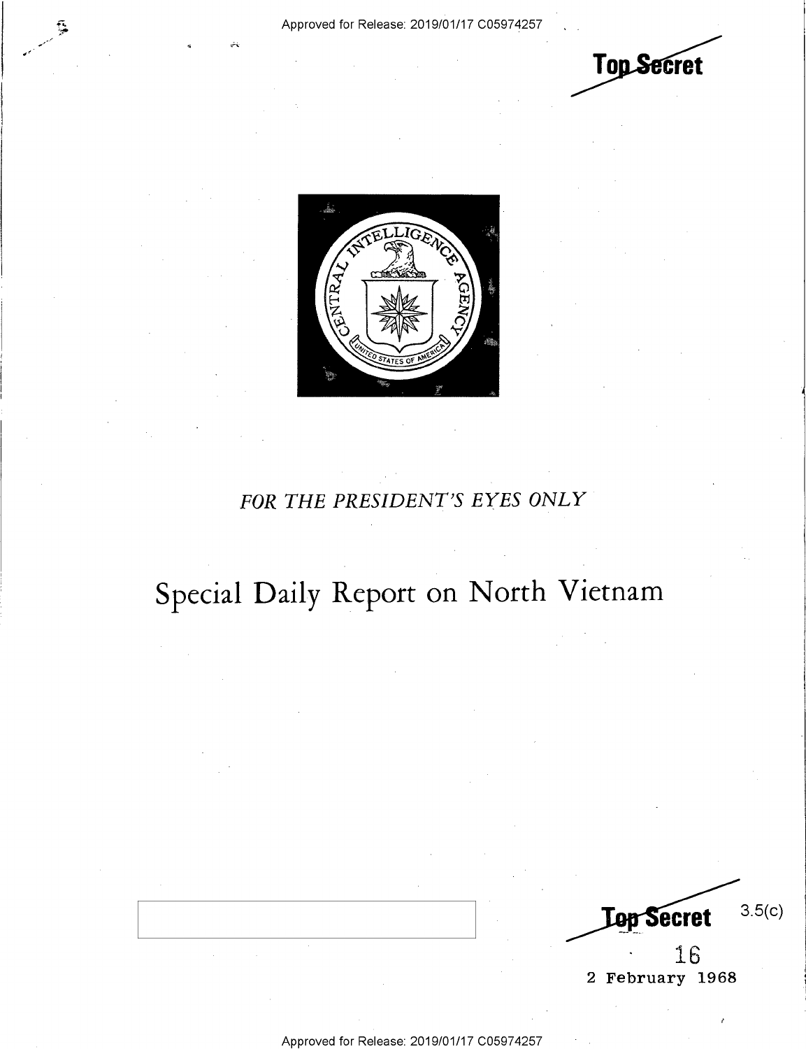Top Secret

FOR THE PRESIDENT'S EYES ONLY

# Special Daily Report on North Vietnam

Top Secret 3.5(c)

16

2 February 1968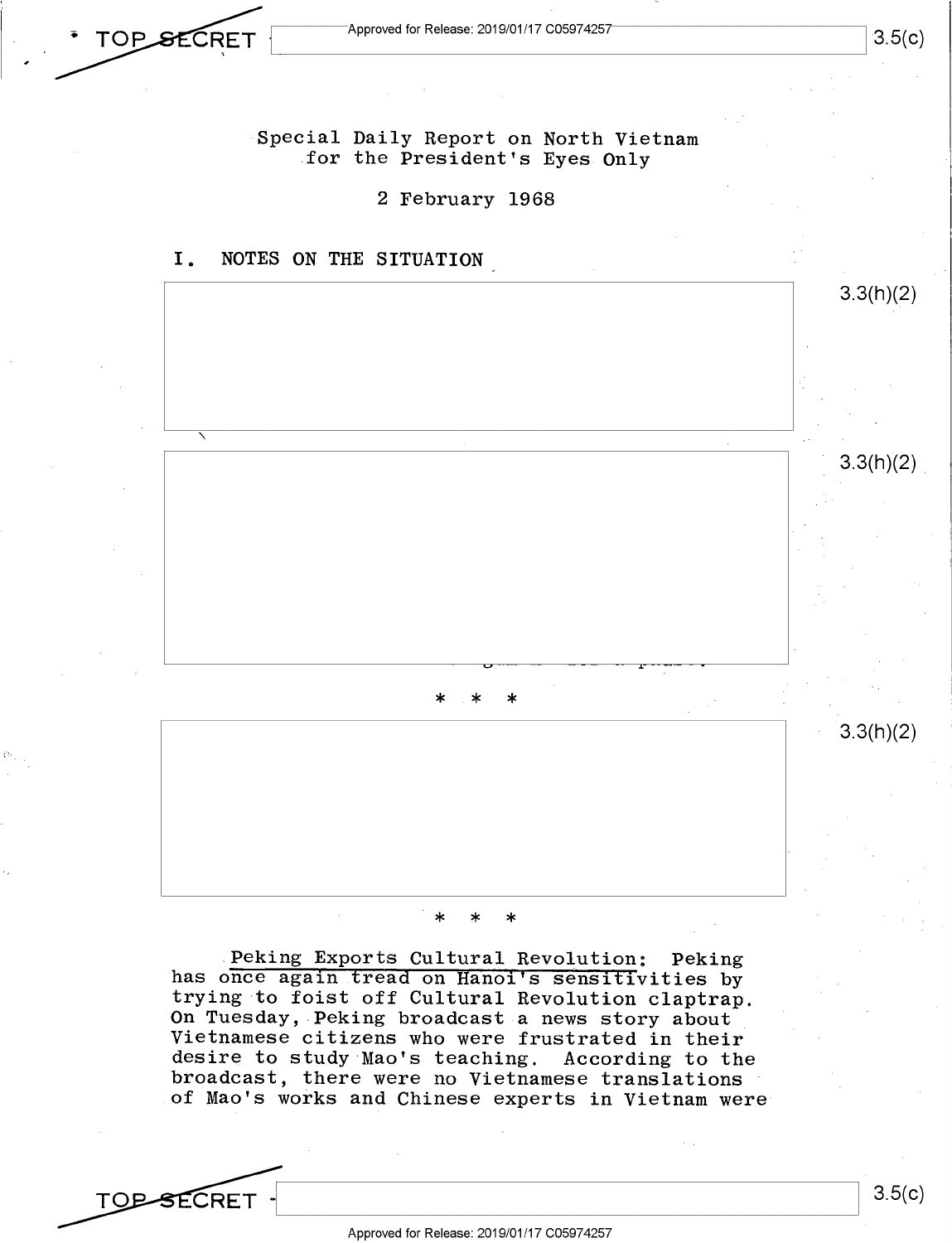Special Daily Report on North Vietnam
for the President's Eyes Only

2 February 1968

## I. NOTES ON THE SITUATION

3.3(h)(2)

3.3(h)(2)

\* \* \*

3.3(h)(2)

\* \* \*

Peking Exports Cultural Revolution: Peking has once again tread on Hanoi's sensitivities by trying to foist off Cultural Revolution claptrap. On Tuesday, Peking broadcast a news story about Vietnamese citizens who were frustrated in their desire to study Mao's teaching. According to the broadcast, there were no Vietnamese translations of Mao's works and Chinese experts in Vietnam were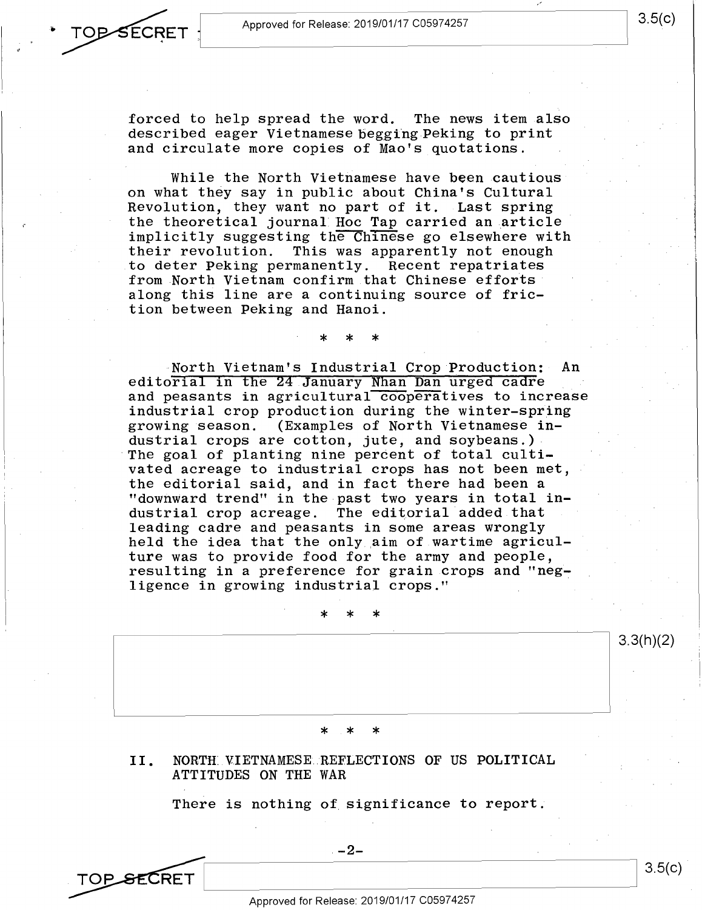forced to help spread the word. The news item also described eager Vietnamese begging Peking to print and circulate more copies of Mao's quotations.

While the North Vietnamese have been cautious on what they say in public about China's Cultural Revolution, they want no part of it. Last spring the theoretical journal Hoc Tap carried an article implicitly suggesting the Chinese go elsewhere with their revolution. This was apparently not enough to deter Peking permanently. Recent repatriates from North Vietnam confirm that Chinese efforts along this line are a continuing source of friction between Peking and Hanoi.

\* \* \*

North Vietnam's Industrial Crop Production: An editorial in the 24 January Nhan Dan urged cadre and peasants in agricultural cooperatives to increase industrial crop production during the winter-spring growing season. (Examples of North Vietnamese industrial crops are cotton, jute, and soybeans.) The goal of planting nine percent of total cultivated acreage to industrial crops has not been met, the editorial said, and in fact there had been a "downward trend" in the past two years in total industrial crop acreage. The editorial added that leading cadre and peasants in some areas wrongly held the idea that the only aim of wartime agriculture was to provide food for the army and people, resulting in a preference for grain crops and "negligence in growing industrial crops."

\* \* \*

3.3(h)(2)

\* \* \*

## II. NORTH VIETNAMESE REFLECTIONS OF US POLITICAL ATTITUDES ON THE WAR

There is nothing of significance to report.